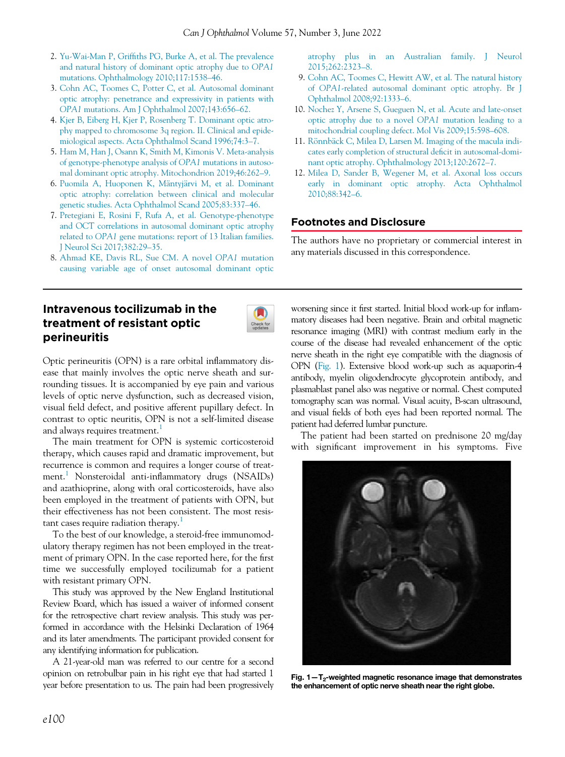2. Yu-Wai-Man P, Griffiths PG, Burke A, et al. The prevalence and natural history of dominant optic atrophy due to *OPA1* mutations. Ophthalmology 2010;117:1538–46.
3. Cohn AC, Toomes C, Potter C, et al. Autosomal dominant optic atrophy: penetrance and expressivity in patients with *OPA1* mutations. Am J Ophthalmol 2007;143:656–62.
4. Kjer B, Eiberg H, Kjer P, Rosenberg T. Dominant optic atrophy mapped to chromosome 3q region. II. Clinical and epidemiological aspects. Acta Ophthalmol Scand 1996;74:3–7.
5. Ham M, Han J, Osann K, Smith M, Kimonis V. Meta-analysis of genotype-phenotype analysis of *OPA1* mutations in autosomal dominant optic atrophy. Mitochondrion 2019;46:262–9.
6. Puomila A, Huoponen K, Mäntyjärvi M, et al. Dominant optic atrophy: correlation between clinical and molecular genetic studies. Acta Ophthalmol Scand 2005;83:337–46.
7. Pretegiani E, Rosini F, Rufa A, et al. Genotype-phenotype and OCT correlations in autosomal dominant optic atrophy related to *OPA1* gene mutations: report of 13 Italian families. J Neurol Sci 2017;382:29–35.
8. Ahmad KE, Davis RL, Sue CM. A novel *OPA1* mutation causing variable age of onset autosomal dominant optic atrophy plus in an Australian family. J Neurol 2015;262:2323–8.
9. Cohn AC, Toomes C, Hewitt AW, et al. The natural history of *OPA1*-related autosomal dominant optic atrophy. Br J Ophthalmol 2008;92:1333–6.
10. Nochez Y, Arsene S, Gueguen N, et al. Acute and late-onset optic atrophy due to a novel *OPA1* mutation leading to a mitochondrial coupling defect. Mol Vis 2009;15:598–608.
11. Rönnbäck C, Milea D, Larsen M. Imaging of the macula indicates early completion of structural deficit in autosomal-dominant optic atrophy. Ophthalmology 2013;120:2672–7.
12. Milea D, Sander B, Wegener M, et al. Axonal loss occurs early in dominant optic atrophy. Acta Ophthalmol 2010;88:342–6.

## Footnotes and Disclosure

The authors have no proprietary or commercial interest in any materials discussed in this correspondence.

---

# Intravenous tocilizumab in the treatment of resistant optic perineuritis

Optic perineuritis (OPN) is a rare orbital inflammatory disease that mainly involves the optic nerve sheath and surrounding tissues. It is accompanied by eye pain and various levels of optic nerve dysfunction, such as decreased vision, visual field defect, and positive afferent pupillary defect. In contrast to optic neuritis, OPN is not a self-limited disease and always requires treatment.[1]

The main treatment for OPN is systemic corticosteroid therapy, which causes rapid and dramatic improvement, but recurrence is common and requires a longer course of treatment.[1] Nonsteroidal anti-inflammatory drugs (NSAIDs) and azathioprine, along with oral corticosteroids, have also been employed in the treatment of patients with OPN, but their effectiveness has not been consistent. The most resistant cases require radiation therapy.[1]

To the best of our knowledge, a steroid-free immunomodulatory therapy regimen has not been employed in the treatment of primary OPN. In the case reported here, for the first time we successfully employed tocilizumab for a patient with resistant primary OPN.

This study was approved by the New England Institutional Review Board, which has issued a waiver of informed consent for the retrospective chart review analysis. This study was performed in accordance with the Helsinki Declaration of 1964 and its later amendments. The participant provided consent for any identifying information for publication.

A 21-year-old man was referred to our centre for a second opinion on retrobulbar pain in his right eye that had started 1 year before presentation to us. The pain had been progressively worsening since it first started. Initial blood work-up for inflammatory diseases had been negative. Brain and orbital magnetic resonance imaging (MRI) with contrast medium early in the course of the disease had revealed enhancement of the optic nerve sheath in the right eye compatible with the diagnosis of OPN (Fig. 1). Extensive blood work-up such as aquaporin-4 antibody, myelin oligodendrocyte glycoprotein antibody, and plasmablast panel also was negative or normal. Chest computed tomography scan was normal. Visual acuity, B-scan ultrasound, and visual fields of both eyes had been reported normal. The patient had deferred lumbar puncture.

The patient had been started on prednisone 20 mg/day with significant improvement in his symptoms. Five

**Fig. 1—$T_2$-weighted magnetic resonance image that demonstrates the enhancement of optic nerve sheath near the right globe.**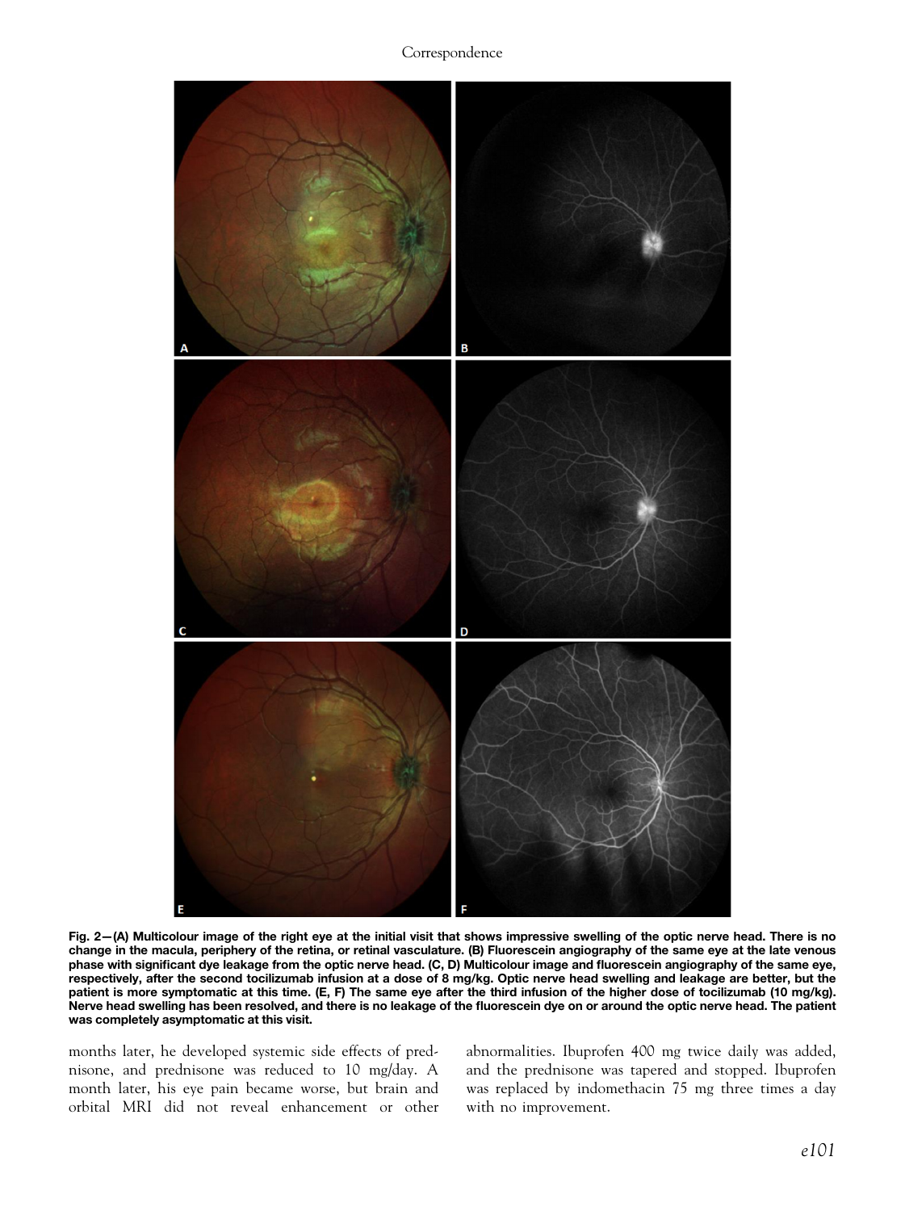**Fig. 2—(A) Multicolour image of the right eye at the initial visit that shows impressive swelling of the optic nerve head. There is no change in the macula, periphery of the retina, or retinal vasculature. (B) Fluorescein angiography of the same eye at the late venous phase with significant dye leakage from the optic nerve head. (C, D) Multicolour image and fluorescein angiography of the same eye, respectively, after the second tocilizumab infusion at a dose of 8 mg/kg. Optic nerve head swelling and leakage are better, but the patient is more symptomatic at this time. (E, F) The same eye after the third infusion of the higher dose of tocilizumab (10 mg/kg). Nerve head swelling has been resolved, and there is no leakage of the fluorescein dye on or around the optic nerve head. The patient was completely asymptomatic at this visit.**

months later, he developed systemic side effects of prednisone, and prednisone was reduced to 10 mg/day. A month later, his eye pain became worse, but brain and orbital MRI did not reveal enhancement or other abnormalities. Ibuprofen 400 mg twice daily was added, and the prednisone was tapered and stopped. Ibuprofen was replaced by indomethacin 75 mg three times a day with no improvement.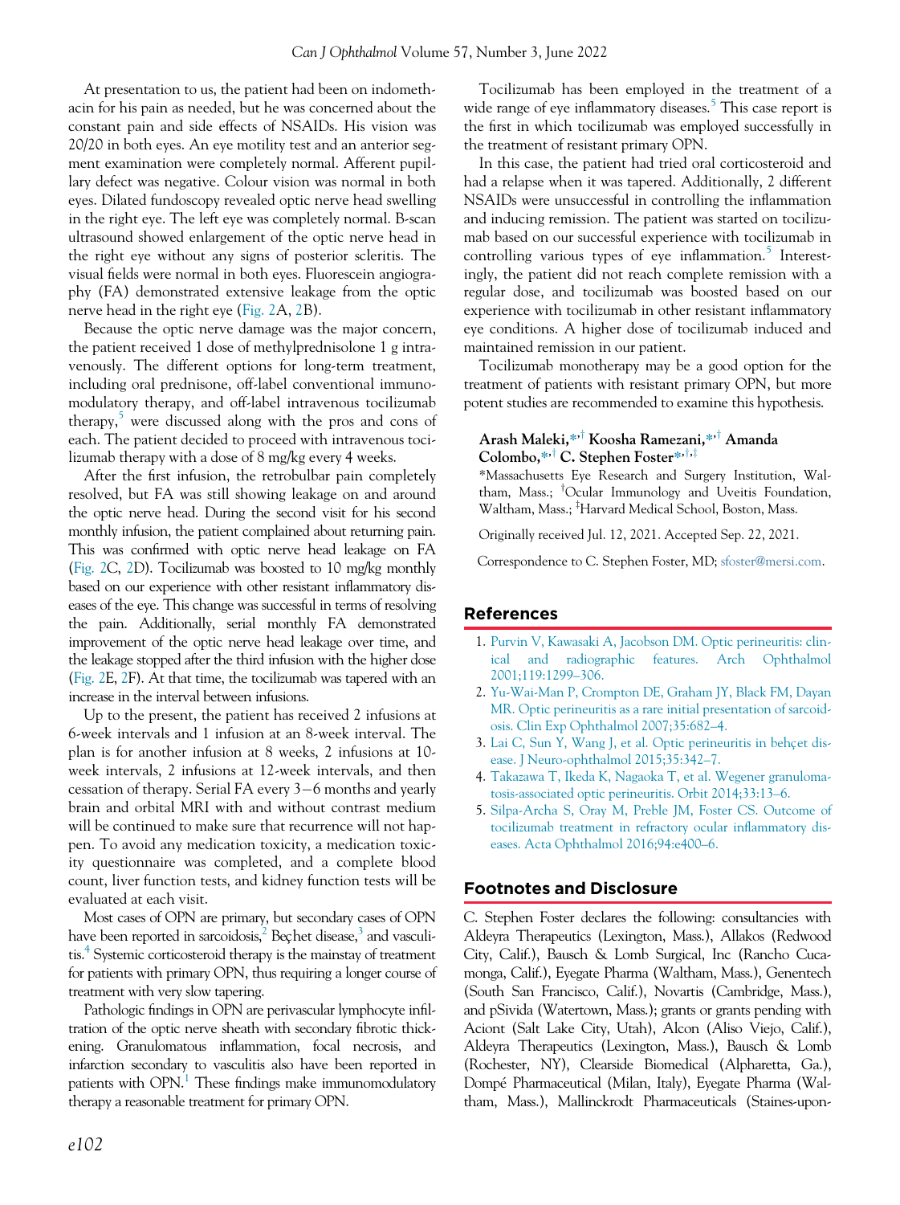At presentation to us, the patient had been on indomethacin for his pain as needed, but he was concerned about the constant pain and side effects of NSAIDs. His vision was 20/20 in both eyes. An eye motility test and an anterior segment examination were completely normal. Afferent pupillary defect was negative. Colour vision was normal in both eyes. Dilated fundoscopy revealed optic nerve head swelling in the right eye. The left eye was completely normal. B-scan ultrasound showed enlargement of the optic nerve head in the right eye without any signs of posterior scleritis. The visual fields were normal in both eyes. Fluorescein angiography (FA) demonstrated extensive leakage from the optic nerve head in the right eye (Fig. 2A, 2B).

Because the optic nerve damage was the major concern, the patient received 1 dose of methylprednisolone 1 g intravenously. The different options for long-term treatment, including oral prednisone, off-label conventional immunomodulatory therapy, and off-label intravenous tocilizumab therapy,[5] were discussed along with the pros and cons of each. The patient decided to proceed with intravenous tocilizumab therapy with a dose of 8 mg/kg every 4 weeks.

After the first infusion, the retrobulbar pain completely resolved, but FA was still showing leakage on and around the optic nerve head. During the second visit for his second monthly infusion, the patient complained about returning pain. This was confirmed with optic nerve head leakage on FA (Fig. 2C, 2D). Tocilizumab was boosted to 10 mg/kg monthly based on our experience with other resistant inflammatory diseases of the eye. This change was successful in terms of resolving the pain. Additionally, serial monthly FA demonstrated improvement of the optic nerve head leakage over time, and the leakage stopped after the third infusion with the higher dose (Fig. 2E, 2F). At that time, the tocilizumab was tapered with an increase in the interval between infusions.

Up to the present, the patient has received 2 infusions at 6-week intervals and 1 infusion at an 8-week interval. The plan is for another infusion at 8 weeks, 2 infusions at 10-week intervals, 2 infusions at 12-week intervals, and then cessation of therapy. Serial FA every 3−6 months and yearly brain and orbital MRI with and without contrast medium will be continued to make sure that recurrence will not happen. To avoid any medication toxicity, a medication toxicity questionnaire was completed, and a complete blood count, liver function tests, and kidney function tests will be evaluated at each visit.

Most cases of OPN are primary, but secondary cases of OPN have been reported in sarcoidosis,[2] Beçhet disease,[3] and vasculitis.[4] Systemic corticosteroid therapy is the mainstay of treatment for patients with primary OPN, thus requiring a longer course of treatment with very slow tapering.

Pathologic findings in OPN are perivascular lymphocyte infiltration of the optic nerve sheath with secondary fibrotic thickening. Granulomatous inflammation, focal necrosis, and infarction secondary to vasculitis also have been reported in patients with OPN.[1] These findings make immunomodulatory therapy a reasonable treatment for primary OPN.

Tocilizumab has been employed in the treatment of a wide range of eye inflammatory diseases.[5] This case report is the first in which tocilizumab was employed successfully in the treatment of resistant primary OPN.

In this case, the patient had tried oral corticosteroid and had a relapse when it was tapered. Additionally, 2 different NSAIDs were unsuccessful in controlling the inflammation and inducing remission. The patient was started on tocilizumab based on our successful experience with tocilizumab in controlling various types of eye inflammation.[5] Interestingly, the patient did not reach complete remission with a regular dose, and tocilizumab was boosted based on our experience with tocilizumab in other resistant inflammatory eye conditions. A higher dose of tocilizumab induced and maintained remission in our patient.

Tocilizumab monotherapy may be a good option for the treatment of patients with resistant primary OPN, but more potent studies are recommended to examine this hypothesis.

**Arash Maleki,[*,†] Koosha Ramezani,[*,†] Amanda Colombo,[*,†] C. Stephen Foster[*,†,‡]**

*Massachusetts Eye Research and Surgery Institution, Waltham, Mass.; †Ocular Immunology and Uveitis Foundation, Waltham, Mass.; ‡Harvard Medical School, Boston, Mass.

Originally received Jul. 12, 2021. Accepted Sep. 22, 2021.

Correspondence to C. Stephen Foster, MD; sfoster@mersi.com.

## References

1. Purvin V, Kawasaki A, Jacobson DM. Optic perineuritis: clinical and radiographic features. Arch Ophthalmol 2001;119:1299–306.
2. Yu-Wai-Man P, Crompton DE, Graham JY, Black FM, Dayan MR. Optic perineuritis as a rare initial presentation of sarcoidosis. Clin Exp Ophthalmol 2007;35:682–4.
3. Lai C, Sun Y, Wang J, et al. Optic perineuritis in behçet disease. J Neuro-ophthalmol 2015;35:342–7.
4. Takazawa T, Ikeda K, Nagaoka T, et al. Wegener granulomatosis-associated optic perineuritis. Orbit 2014;33:13–6.
5. Silpa-Archa S, Oray M, Preble JM, Foster CS. Outcome of tocilizumab treatment in refractory ocular inflammatory diseases. Acta Ophthalmol 2016;94:e400–6.

## Footnotes and Disclosure

C. Stephen Foster declares the following: consultancies with Aldeyra Therapeutics (Lexington, Mass.), Allakos (Redwood City, Calif.), Bausch & Lomb Surgical, Inc (Rancho Cucamonga, Calif.), Eyegate Pharma (Waltham, Mass.), Genentech (South San Francisco, Calif.), Novartis (Cambridge, Mass.), and pSivida (Watertown, Mass.); grants or grants pending with Aciont (Salt Lake City, Utah), Alcon (Aliso Viejo, Calif.), Aldeyra Therapeutics (Lexington, Mass.), Bausch & Lomb (Rochester, NY), Clearside Biomedical (Alpharetta, Ga.), Dompé Pharmaceutical (Milan, Italy), Eyegate Pharma (Waltham, Mass.), Mallinckrodt Pharmaceuticals (Staines-upon-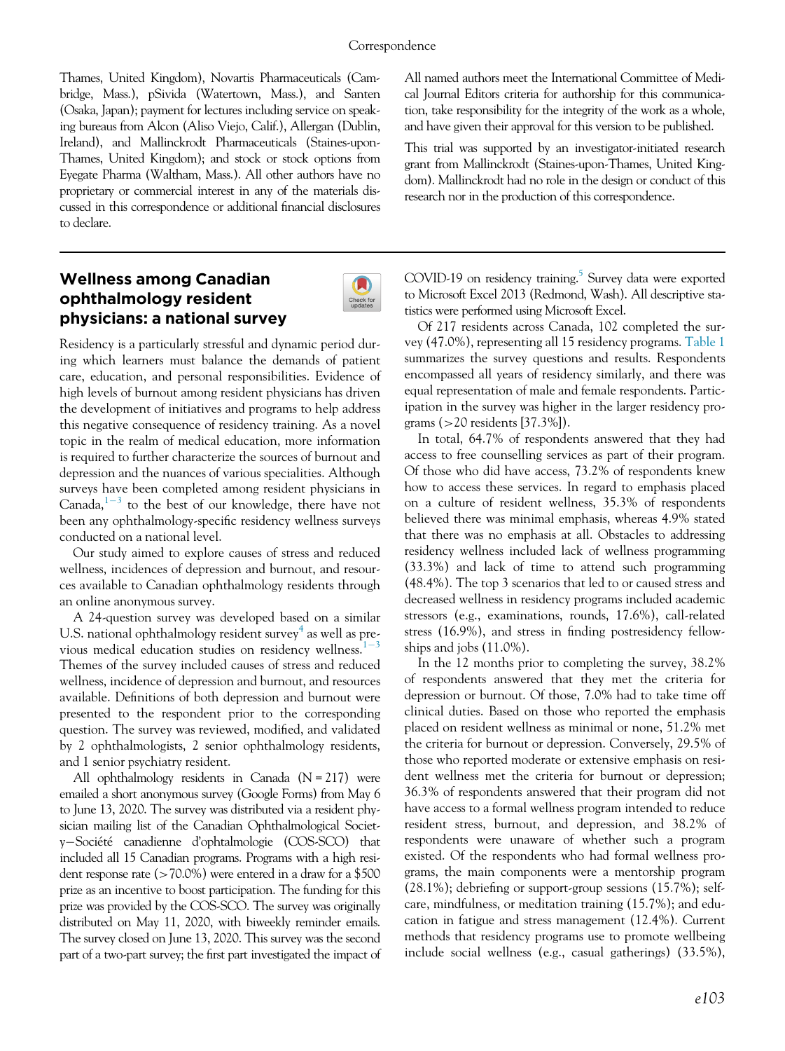Thames, United Kingdom), Novartis Pharmaceuticals (Cambridge, Mass.), pSivida (Watertown, Mass.), and Santen (Osaka, Japan); payment for lectures including service on speaking bureaus from Alcon (Aliso Viejo, Calif.), Allergan (Dublin, Ireland), and Mallinckrodt Pharmaceuticals (Staines-upon-Thames, United Kingdom); and stock or stock options from Eyegate Pharma (Waltham, Mass.). All other authors have no proprietary or commercial interest in any of the materials discussed in this correspondence or additional financial disclosures to declare.

All named authors meet the International Committee of Medical Journal Editors criteria for authorship for this communication, take responsibility for the integrity of the work as a whole, and have given their approval for this version to be published.

This trial was supported by an investigator-initiated research grant from Mallinckrodt (Staines-upon-Thames, United Kingdom). Mallinckrodt had no role in the design or conduct of this research nor in the production of this correspondence.

## Wellness among Canadian ophthalmology resident physicians: a national survey

Residency is a particularly stressful and dynamic period during which learners must balance the demands of patient care, education, and personal responsibilities. Evidence of high levels of burnout among resident physicians has driven the development of initiatives and programs to help address this negative consequence of residency training. As a novel topic in the realm of medical education, more information is required to further characterize the sources of burnout and depression and the nuances of various specialities. Although surveys have been completed among resident physicians in Canada,[1−3] to the best of our knowledge, there have not been any ophthalmology-specific residency wellness surveys conducted on a national level.

Our study aimed to explore causes of stress and reduced wellness, incidences of depression and burnout, and resources available to Canadian ophthalmology residents through an online anonymous survey.

A 24-question survey was developed based on a similar U.S. national ophthalmology resident survey[4] as well as previous medical education studies on residency wellness.[1−3] Themes of the survey included causes of stress and reduced wellness, incidence of depression and burnout, and resources available. Definitions of both depression and burnout were presented to the respondent prior to the corresponding question. The survey was reviewed, modified, and validated by 2 ophthalmologists, 2 senior ophthalmology residents, and 1 senior psychiatry resident.

All ophthalmology residents in Canada (N = 217) were emailed a short anonymous survey (Google Forms) from May 6 to June 13, 2020. The survey was distributed via a resident physician mailing list of the Canadian Ophthalmological Society−Société canadienne d'ophtalmologie (COS-SCO) that included all 15 Canadian programs. Programs with a high resident response rate (>70.0%) were entered in a draw for a $500 prize as an incentive to boost participation. The funding for this prize was provided by the COS-SCO. The survey was originally distributed on May 11, 2020, with biweekly reminder emails. The survey closed on June 13, 2020. This survey was the second part of a two-part survey; the first part investigated the impact of COVID-19 on residency training.[5] Survey data were exported to Microsoft Excel 2013 (Redmond, Wash). All descriptive statistics were performed using Microsoft Excel.

Of 217 residents across Canada, 102 completed the survey (47.0%), representing all 15 residency programs. Table 1 summarizes the survey questions and results. Respondents encompassed all years of residency similarly, and there was equal representation of male and female respondents. Participation in the survey was higher in the larger residency programs (>20 residents [37.3%]).

In total, 64.7% of respondents answered that they had access to free counselling services as part of their program. Of those who did have access, 73.2% of respondents knew how to access these services. In regard to emphasis placed on a culture of resident wellness, 35.3% of respondents believed there was minimal emphasis, whereas 4.9% stated that there was no emphasis at all. Obstacles to addressing residency wellness included lack of wellness programming (33.3%) and lack of time to attend such programming (48.4%). The top 3 scenarios that led to or caused stress and decreased wellness in residency programs included academic stressors (e.g., examinations, rounds, 17.6%), call-related stress (16.9%), and stress in finding postresidency fellowships and jobs (11.0%).

In the 12 months prior to completing the survey, 38.2% of respondents answered that they met the criteria for depression or burnout. Of those, 7.0% had to take time off clinical duties. Based on those who reported the emphasis placed on resident wellness as minimal or none, 51.2% met the criteria for burnout or depression. Conversely, 29.5% of those who reported moderate or extensive emphasis on resident wellness met the criteria for burnout or depression; 36.3% of respondents answered that their program did not have access to a formal wellness program intended to reduce resident stress, burnout, and depression, and 38.2% of respondents were unaware of whether such a program existed. Of the respondents who had formal wellness programs, the main components were a mentorship program (28.1%); debriefing or support-group sessions (15.7%); self-care, mindfulness, or meditation training (15.7%); and education in fatigue and stress management (12.4%). Current methods that residency programs use to promote wellbeing include social wellness (e.g., casual gatherings) (33.5%),